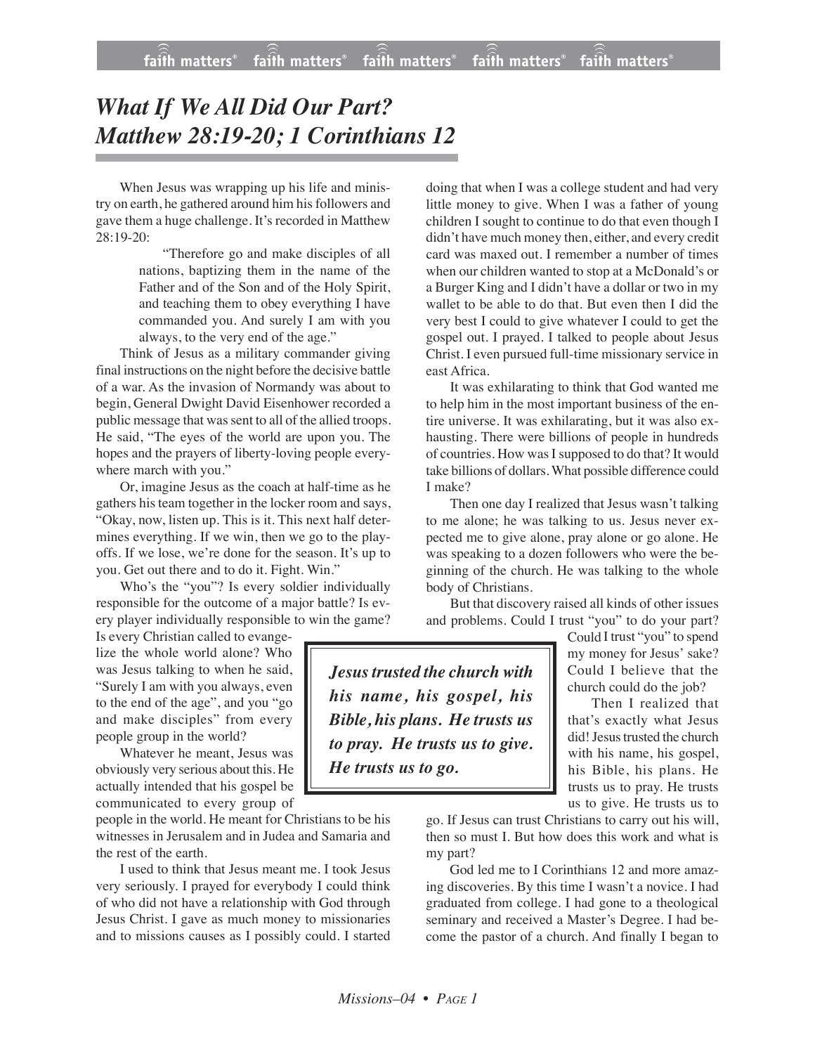# *What If We All Did Our Part? Matthew 28:19-20; 1 Corinthians 12*

When Jesus was wrapping up his life and ministry on earth, he gathered around him his followers and gave them a huge challenge. It's recorded in Matthew 28:19-20:

> "Therefore go and make disciples of all nations, baptizing them in the name of the Father and of the Son and of the Holy Spirit, and teaching them to obey everything I have commanded you. And surely I am with you always, to the very end of the age."

Think of Jesus as a military commander giving final instructions on the night before the decisive battle of a war. As the invasion of Normandy was about to begin, General Dwight David Eisenhower recorded a public message that was sent to all of the allied troops. He said, "The eyes of the world are upon you. The hopes and the prayers of liberty-loving people everywhere march with you."

Or, imagine Jesus as the coach at half-time as he gathers his team together in the locker room and says, "Okay, now, listen up. This is it. This next half determines everything. If we win, then we go to the playoffs. If we lose, we're done for the season. It's up to you. Get out there and to do it. Fight. Win."

Who's the "you"? Is every soldier individually responsible for the outcome of a major battle? Is every player individually responsible to win the game? Is every Christian called to evangelize the whole world alone? Who was Jesus talking to when he said, "Surely I am with you always, even to the end of the age", and you "go and make disciples" from every people group in the world?

Whatever he meant, Jesus was obviously very serious about this. He actually intended that his gospel be communicated to every group of people in the world. He meant for Christians to be his witnesses in Jerusalem and in Judea and Samaria and the rest of the earth.

I used to think that Jesus meant me. I took Jesus very seriously. I prayed for everybody I could think of who did not have a relationship with God through Jesus Christ. I gave as much money to missionaries and to missions causes as I possibly could. I started doing that when I was a college student and had very little money to give. When I was a father of young children I sought to continue to do that even though I didn't have much money then, either, and every credit card was maxed out. I remember a number of times when our children wanted to stop at a McDonald's or a Burger King and I didn't have a dollar or two in my wallet to be able to do that. But even then I did the very best I could to give whatever I could to get the gospel out. I prayed. I talked to people about Jesus Christ. I even pursued full-time missionary service in east Africa.

It was exhilarating to think that God wanted me to help him in the most important business of the entire universe. It was exhilarating, but it was also exhausting. There were billions of people in hundreds of countries. How was I supposed to do that? It would take billions of dollars. What possible difference could I make?

Then one day I realized that Jesus wasn't talking to me alone; he was talking to us. Jesus never expected me to give alone, pray alone or go alone. He was speaking to a dozen followers who were the beginning of the church. He was talking to the whole body of Christians.

But that discovery raised all kinds of other issues and problems. Could I trust "you" to do your part? Could I trust "you" to spend my money for Jesus' sake? Could I believe that the church could do the job?

> ***Jesus trusted the church with his name, his gospel, his Bible, his plans. He trusts us to pray. He trusts us to give. He trusts us to go.***

Then I realized that that's exactly what Jesus did! Jesus trusted the church with his name, his gospel, his Bible, his plans. He trusts us to pray. He trusts us to give. He trusts us to go. If Jesus can trust Christians to carry out his will, then so must I. But how does this work and what is my part?

God led me to I Corinthians 12 and more amazing discoveries. By this time I wasn't a novice. I had graduated from college. I had gone to a theological seminary and received a Master's Degree. I had become the pastor of a church. And finally I began to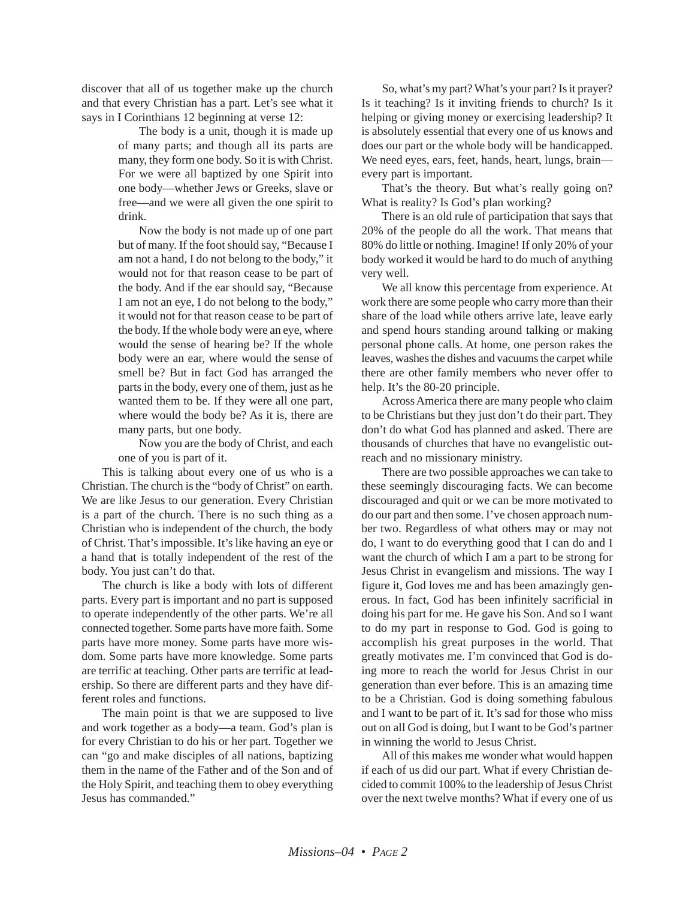discover that all of us together make up the church and that every Christian has a part. Let's see what it says in I Corinthians 12 beginning at verse 12:

> The body is a unit, though it is made up of many parts; and though all its parts are many, they form one body. So it is with Christ. For we were all baptized by one Spirit into one body—whether Jews or Greeks, slave or free—and we were all given the one spirit to drink.
>
> Now the body is not made up of one part but of many. If the foot should say, "Because I am not a hand, I do not belong to the body," it would not for that reason cease to be part of the body. And if the ear should say, "Because I am not an eye, I do not belong to the body," it would not for that reason cease to be part of the body. If the whole body were an eye, where would the sense of hearing be? If the whole body were an ear, where would the sense of smell be? But in fact God has arranged the parts in the body, every one of them, just as he wanted them to be. If they were all one part, where would the body be? As it is, there are many parts, but one body.
>
> Now you are the body of Christ, and each one of you is part of it.

This is talking about every one of us who is a Christian. The church is the "body of Christ" on earth. We are like Jesus to our generation. Every Christian is a part of the church. There is no such thing as a Christian who is independent of the church, the body of Christ. That's impossible. It's like having an eye or a hand that is totally independent of the rest of the body. You just can't do that.

The church is like a body with lots of different parts. Every part is important and no part is supposed to operate independently of the other parts. We're all connected together. Some parts have more faith. Some parts have more money. Some parts have more wisdom. Some parts have more knowledge. Some parts are terrific at teaching. Other parts are terrific at leadership. So there are different parts and they have different roles and functions.

The main point is that we are supposed to live and work together as a body—a team. God's plan is for every Christian to do his or her part. Together we can "go and make disciples of all nations, baptizing them in the name of the Father and of the Son and of the Holy Spirit, and teaching them to obey everything Jesus has commanded."

So, what's my part? What's your part? Is it prayer? Is it teaching? Is it inviting friends to church? Is it helping or giving money or exercising leadership? It is absolutely essential that every one of us knows and does our part or the whole body will be handicapped. We need eyes, ears, feet, hands, heart, lungs, brain—every part is important.

That's the theory. But what's really going on? What is reality? Is God's plan working?

There is an old rule of participation that says that 20% of the people do all the work. That means that 80% do little or nothing. Imagine! If only 20% of your body worked it would be hard to do much of anything very well.

We all know this percentage from experience. At work there are some people who carry more than their share of the load while others arrive late, leave early and spend hours standing around talking or making personal phone calls. At home, one person rakes the leaves, washes the dishes and vacuums the carpet while there are other family members who never offer to help. It's the 80-20 principle.

Across America there are many people who claim to be Christians but they just don't do their part. They don't do what God has planned and asked. There are thousands of churches that have no evangelistic outreach and no missionary ministry.

There are two possible approaches we can take to these seemingly discouraging facts. We can become discouraged and quit or we can be more motivated to do our part and then some. I've chosen approach number two. Regardless of what others may or may not do, I want to do everything good that I can do and I want the church of which I am a part to be strong for Jesus Christ in evangelism and missions. The way I figure it, God loves me and has been amazingly generous. In fact, God has been infinitely sacrificial in doing his part for me. He gave his Son. And so I want to do my part in response to God. God is going to accomplish his great purposes in the world. That greatly motivates me. I'm convinced that God is doing more to reach the world for Jesus Christ in our generation than ever before. This is an amazing time to be a Christian. God is doing something fabulous and I want to be part of it. It's sad for those who miss out on all God is doing, but I want to be God's partner in winning the world to Jesus Christ.

All of this makes me wonder what would happen if each of us did our part. What if every Christian decided to commit 100% to the leadership of Jesus Christ over the next twelve months? What if every one of us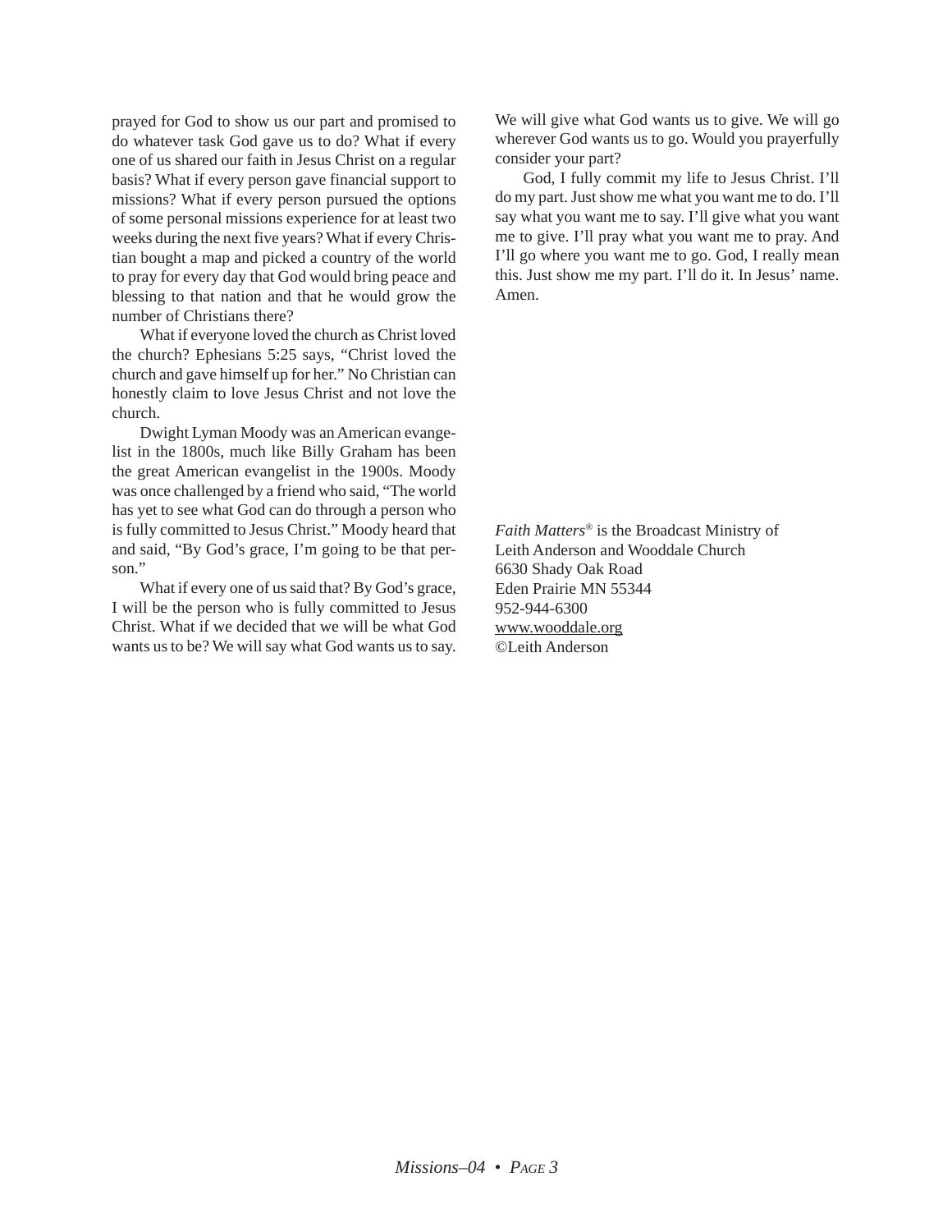prayed for God to show us our part and promised to do whatever task God gave us to do? What if every one of us shared our faith in Jesus Christ on a regular basis? What if every person gave financial support to missions? What if every person pursued the options of some personal missions experience for at least two weeks during the next five years? What if every Christian bought a map and picked a country of the world to pray for every day that God would bring peace and blessing to that nation and that he would grow the number of Christians there?

What if everyone loved the church as Christ loved the church? Ephesians 5:25 says, "Christ loved the church and gave himself up for her." No Christian can honestly claim to love Jesus Christ and not love the church.

Dwight Lyman Moody was an American evangelist in the 1800s, much like Billy Graham has been the great American evangelist in the 1900s. Moody was once challenged by a friend who said, "The world has yet to see what God can do through a person who is fully committed to Jesus Christ." Moody heard that and said, "By God's grace, I'm going to be that person."

What if every one of us said that? By God's grace, I will be the person who is fully committed to Jesus Christ. What if we decided that we will be what God wants us to be? We will say what God wants us to say. We will give what God wants us to give. We will go wherever God wants us to go. Would you prayerfully consider your part?

God, I fully commit my life to Jesus Christ. I'll do my part. Just show me what you want me to do. I'll say what you want me to say. I'll give what you want me to give. I'll pray what you want me to pray. And I'll go where you want me to go. God, I really mean this. Just show me my part. I'll do it. In Jesus' name. Amen.

*Faith Matters*® is the Broadcast Ministry of
Leith Anderson and Wooddale Church
6630 Shady Oak Road
Eden Prairie MN 55344
952-944-6300
www.wooddale.org
©Leith Anderson